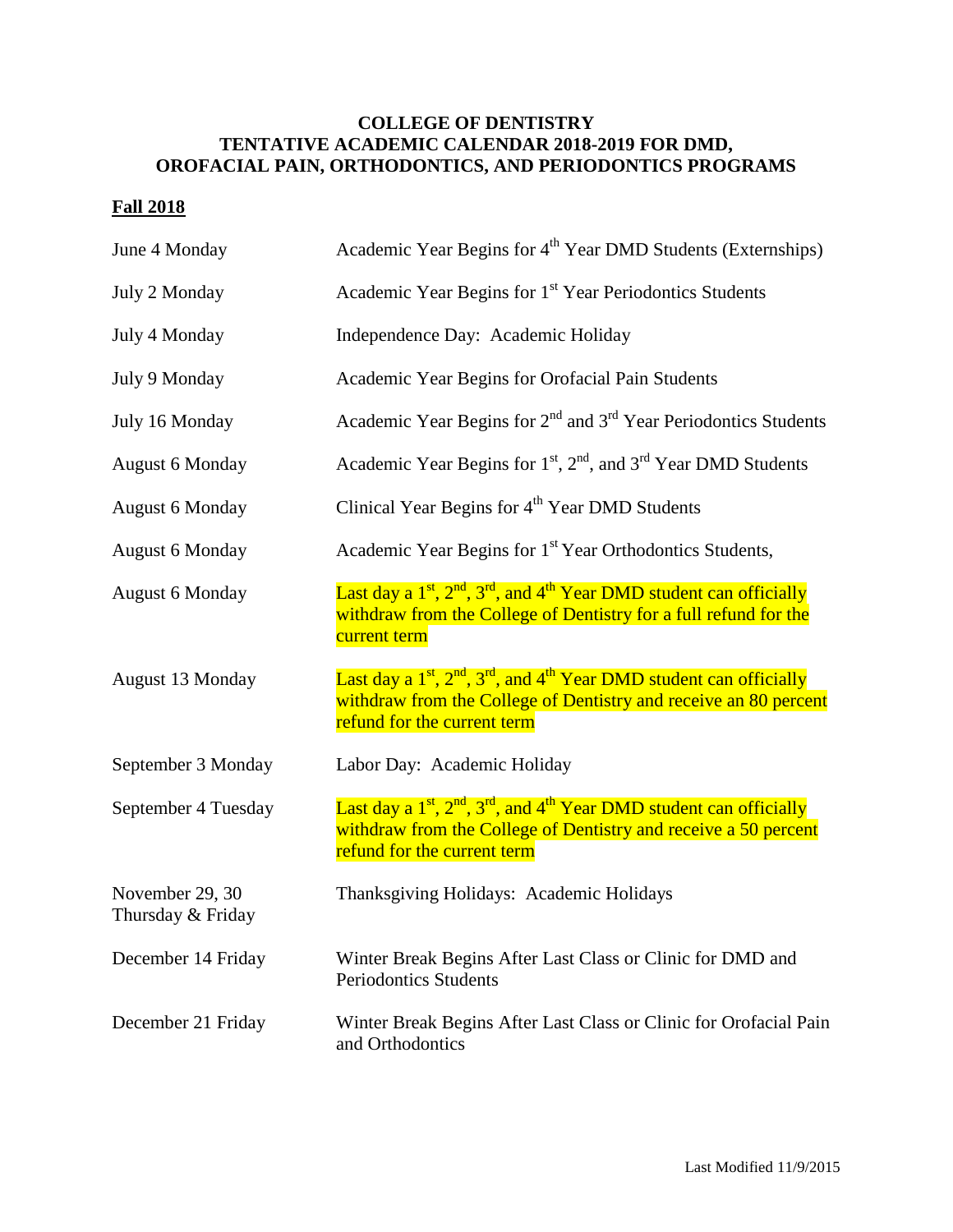# COLLEGE OF DENTISTRY
# TENTATIVE ACADEMIC CALENDAR 2018-2019 FOR DMD, OROFACIAL PAIN, ORTHODONTICS, AND PERIODONTICS PROGRAMS

## Fall 2018

| | |
|---|---|
| June 4 Monday | Academic Year Begins for 4th Year DMD Students (Externships) |
| July 2 Monday | Academic Year Begins for 1st Year Periodontics Students |
| July 4 Monday | Independence Day: Academic Holiday |
| July 9 Monday | Academic Year Begins for Orofacial Pain Students |
| July 16 Monday | Academic Year Begins for 2nd and 3rd Year Periodontics Students |
| August 6 Monday | Academic Year Begins for 1st, 2nd, and 3rd Year DMD Students |
| August 6 Monday | Clinical Year Begins for 4th Year DMD Students |
| August 6 Monday | Academic Year Begins for 1st Year Orthodontics Students, |
| August 6 Monday | Last day a 1st, 2nd, 3rd, and 4th Year DMD student can officially withdraw from the College of Dentistry for a full refund for the current term |
| August 13 Monday | Last day a 1st, 2nd, 3rd, and 4th Year DMD student can officially withdraw from the College of Dentistry and receive an 80 percent refund for the current term |
| September 3 Monday | Labor Day: Academic Holiday |
| September 4 Tuesday | Last day a 1st, 2nd, 3rd, and 4th Year DMD student can officially withdraw from the College of Dentistry and receive a 50 percent refund for the current term |
| November 29, 30 Thursday & Friday | Thanksgiving Holidays: Academic Holidays |
| December 14 Friday | Winter Break Begins After Last Class or Clinic for DMD and Periodontics Students |
| December 21 Friday | Winter Break Begins After Last Class or Clinic for Orofacial Pain and Orthodontics |

Last Modified 11/9/2015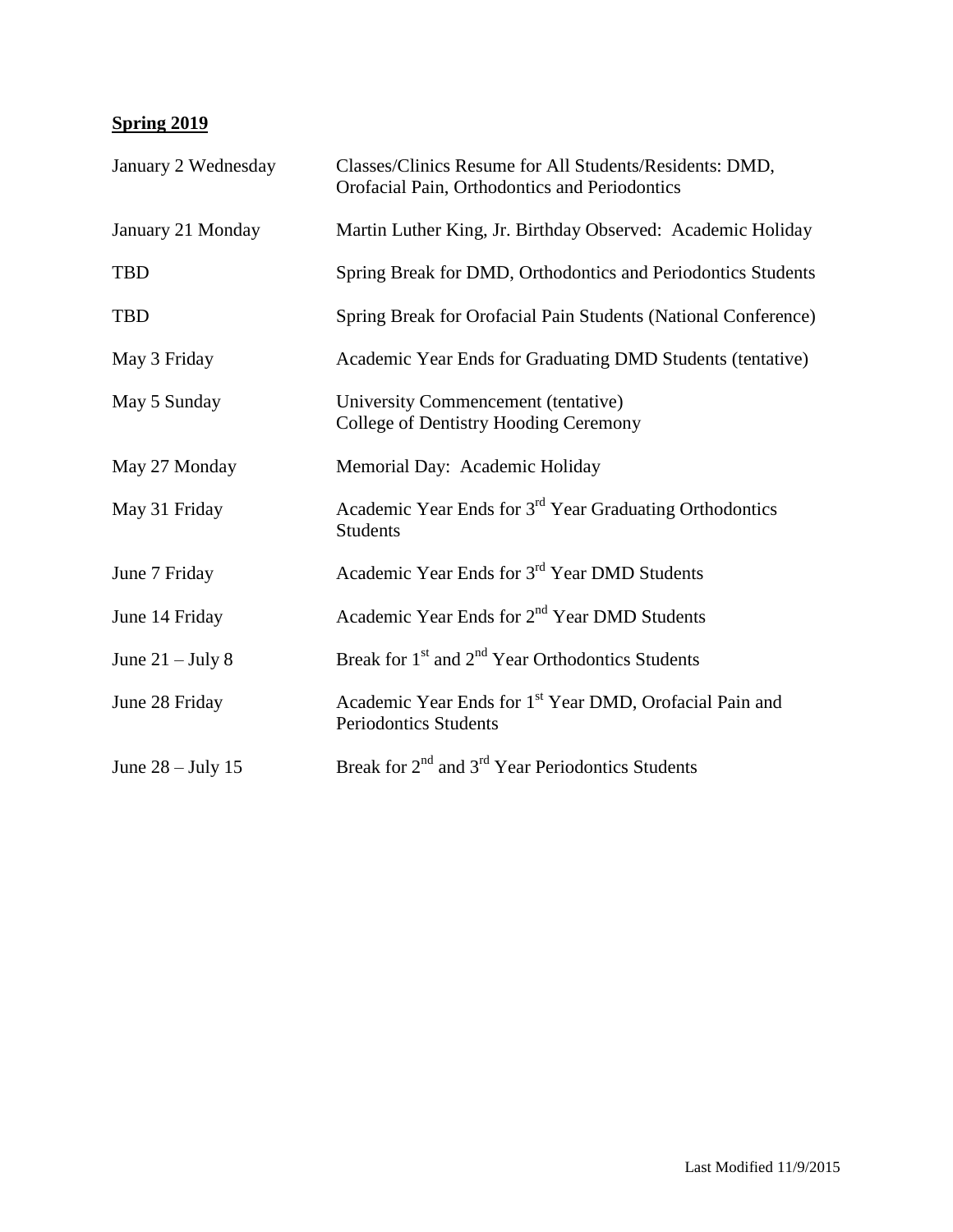**Spring 2019**

| | |
|---|---|
| January 2 Wednesday | Classes/Clinics Resume for All Students/Residents: DMD, Orofacial Pain, Orthodontics and Periodontics |
| January 21 Monday | Martin Luther King, Jr. Birthday Observed: Academic Holiday |
| TBD | Spring Break for DMD, Orthodontics and Periodontics Students |
| TBD | Spring Break for Orofacial Pain Students (National Conference) |
| May 3 Friday | Academic Year Ends for Graduating DMD Students (tentative) |
| May 5 Sunday | University Commencement (tentative)<br>College of Dentistry Hooding Ceremony |
| May 27 Monday | Memorial Day: Academic Holiday |
| May 31 Friday | Academic Year Ends for 3rd Year Graduating Orthodontics Students |
| June 7 Friday | Academic Year Ends for 3rd Year DMD Students |
| June 14 Friday | Academic Year Ends for 2nd Year DMD Students |
| June 21 – July 8 | Break for 1st and 2nd Year Orthodontics Students |
| June 28 Friday | Academic Year Ends for 1st Year DMD, Orofacial Pain and Periodontics Students |
| June 28 – July 15 | Break for 2nd and 3rd Year Periodontics Students |

Last Modified 11/9/2015